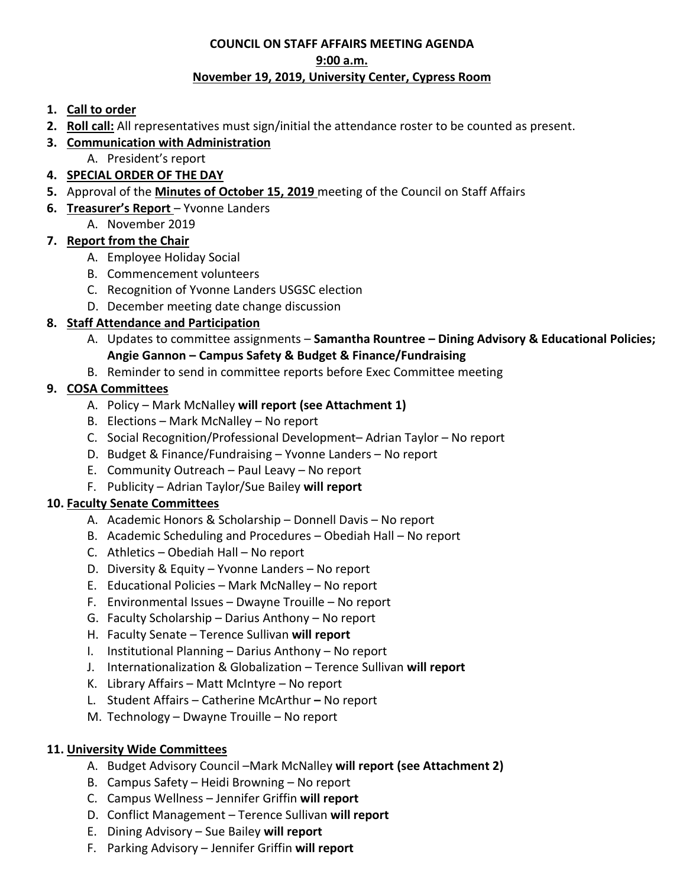# COUNCIL ON STAFF AFFAIRS MEETING AGENDA

## 9:00 a.m.

## November 19, 2019, University Center, Cypress Room

1. **Call to order**
2. **Roll call:** All representatives must sign/initial the attendance roster to be counted as present.
3. **Communication with Administration**
   A. President's report
4. **SPECIAL ORDER OF THE DAY**
5. Approval of the **Minutes of October 15, 2019** meeting of the Council on Staff Affairs
6. **Treasurer's Report** – Yvonne Landers
   A. November 2019
7. **Report from the Chair**
   A. Employee Holiday Social
   B. Commencement volunteers
   C. Recognition of Yvonne Landers USGSC election
   D. December meeting date change discussion
8. **Staff Attendance and Participation**
   A. Updates to committee assignments – **Samantha Rountree – Dining Advisory & Educational Policies; Angie Gannon – Campus Safety & Budget & Finance/Fundraising**
   B. Reminder to send in committee reports before Exec Committee meeting
9. **COSA Committees**
   A. Policy – Mark McNalley **will report (see Attachment 1)**
   B. Elections – Mark McNalley – No report
   C. Social Recognition/Professional Development– Adrian Taylor – No report
   D. Budget & Finance/Fundraising – Yvonne Landers – No report
   E. Community Outreach – Paul Leavy – No report
   F. Publicity – Adrian Taylor/Sue Bailey **will report**
10. **Faculty Senate Committees**
    A. Academic Honors & Scholarship – Donnell Davis – No report
    B. Academic Scheduling and Procedures – Obediah Hall – No report
    C. Athletics – Obediah Hall – No report
    D. Diversity & Equity – Yvonne Landers – No report
    E. Educational Policies – Mark McNalley – No report
    F. Environmental Issues – Dwayne Trouille – No report
    G. Faculty Scholarship – Darius Anthony – No report
    H. Faculty Senate – Terence Sullivan **will report**
    I. Institutional Planning – Darius Anthony – No report
    J. Internationalization & Globalization – Terence Sullivan **will report**
    K. Library Affairs – Matt McIntyre – No report
    L. Student Affairs – Catherine McArthur **–** No report
    M. Technology – Dwayne Trouille – No report
11. **University Wide Committees**
    A. Budget Advisory Council –Mark McNalley **will report (see Attachment 2)**
    B. Campus Safety – Heidi Browning – No report
    C. Campus Wellness – Jennifer Griffin **will report**
    D. Conflict Management – Terence Sullivan **will report**
    E. Dining Advisory – Sue Bailey **will report**
    F. Parking Advisory – Jennifer Griffin **will report**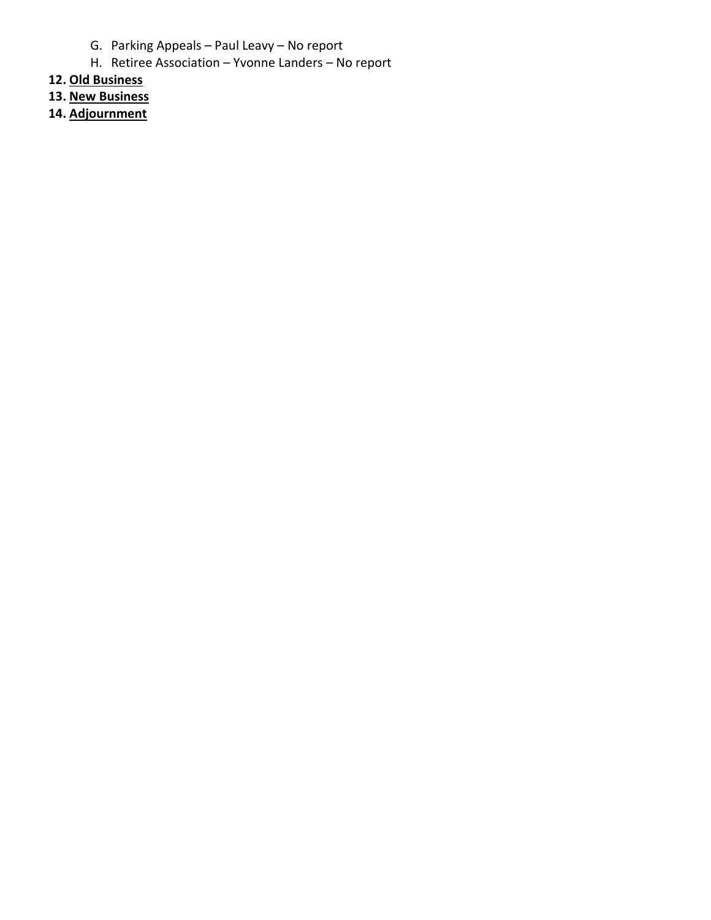G. Parking Appeals – Paul Leavy – No report
H. Retiree Association – Yvonne Landers – No report

12. **Old Business**
13. **New Business**
14. **Adjournment**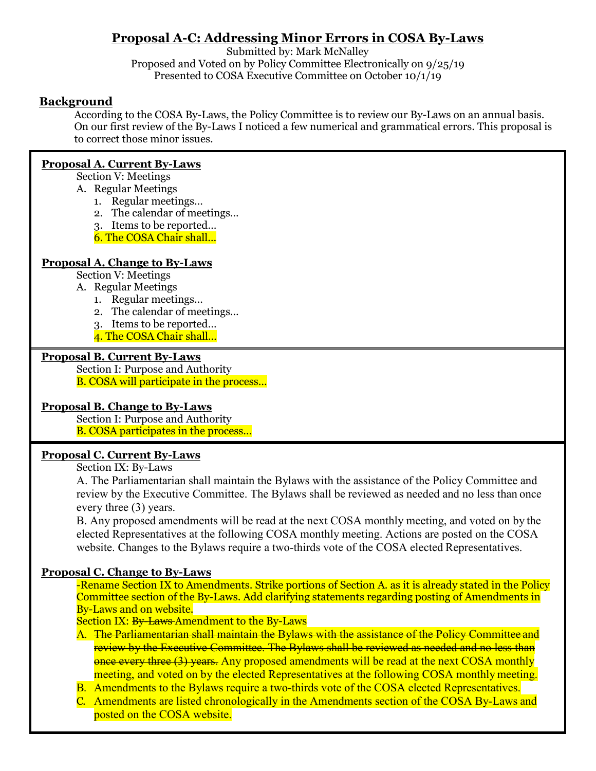# Proposal A-C: Addressing Minor Errors in COSA By-Laws

Submitted by: Mark McNalley
Proposed and Voted on by Policy Committee Electronically on 9/25/19
Presented to COSA Executive Committee on October 10/1/19

## Background

According to the COSA By-Laws, the Policy Committee is to review our By-Laws on an annual basis. On our first review of the By-Laws I noticed a few numerical and grammatical errors. This proposal is to correct those minor issues.

**Proposal A. Current By-Laws**

Section V: Meetings

A. Regular Meetings

1. Regular meetings…
2. The calendar of meetings…
3. Items to be reported…

6. The COSA Chair shall…

**Proposal A. Change to By-Laws**

Section V: Meetings

A. Regular Meetings

1. Regular meetings…
2. The calendar of meetings…
3. Items to be reported…
4. The COSA Chair shall…

**Proposal B. Current By-Laws**

Section I: Purpose and Authority

B. COSA will participate in the process…

**Proposal B. Change to By-Laws**

Section I: Purpose and Authority

B. COSA participates in the process…

**Proposal C. Current By-Laws**

Section IX: By-Laws

A. The Parliamentarian shall maintain the Bylaws with the assistance of the Policy Committee and review by the Executive Committee. The Bylaws shall be reviewed as needed and no less than once every three (3) years.

B. Any proposed amendments will be read at the next COSA monthly meeting, and voted on by the elected Representatives at the following COSA monthly meeting. Actions are posted on the COSA website. Changes to the Bylaws require a two-thirds vote of the COSA elected Representatives.

**Proposal C. Change to By-Laws**

-Rename Section IX to Amendments. Strike portions of Section A. as it is already stated in the Policy Committee section of the By-Laws. Add clarifying statements regarding posting of Amendments in By-Laws and on website.

Section IX: ~~By-Laws~~ Amendment to the By-Laws

A. ~~The Parliamentarian shall maintain the Bylaws with the assistance of the Policy Committee and review by the Executive Committee. The Bylaws shall be reviewed as needed and no less than once every three (3) years.~~ Any proposed amendments will be read at the next COSA monthly meeting, and voted on by the elected Representatives at the following COSA monthly meeting.

B. Amendments to the Bylaws require a two-thirds vote of the COSA elected Representatives.

C. Amendments are listed chronologically in the Amendments section of the COSA By-Laws and posted on the COSA website.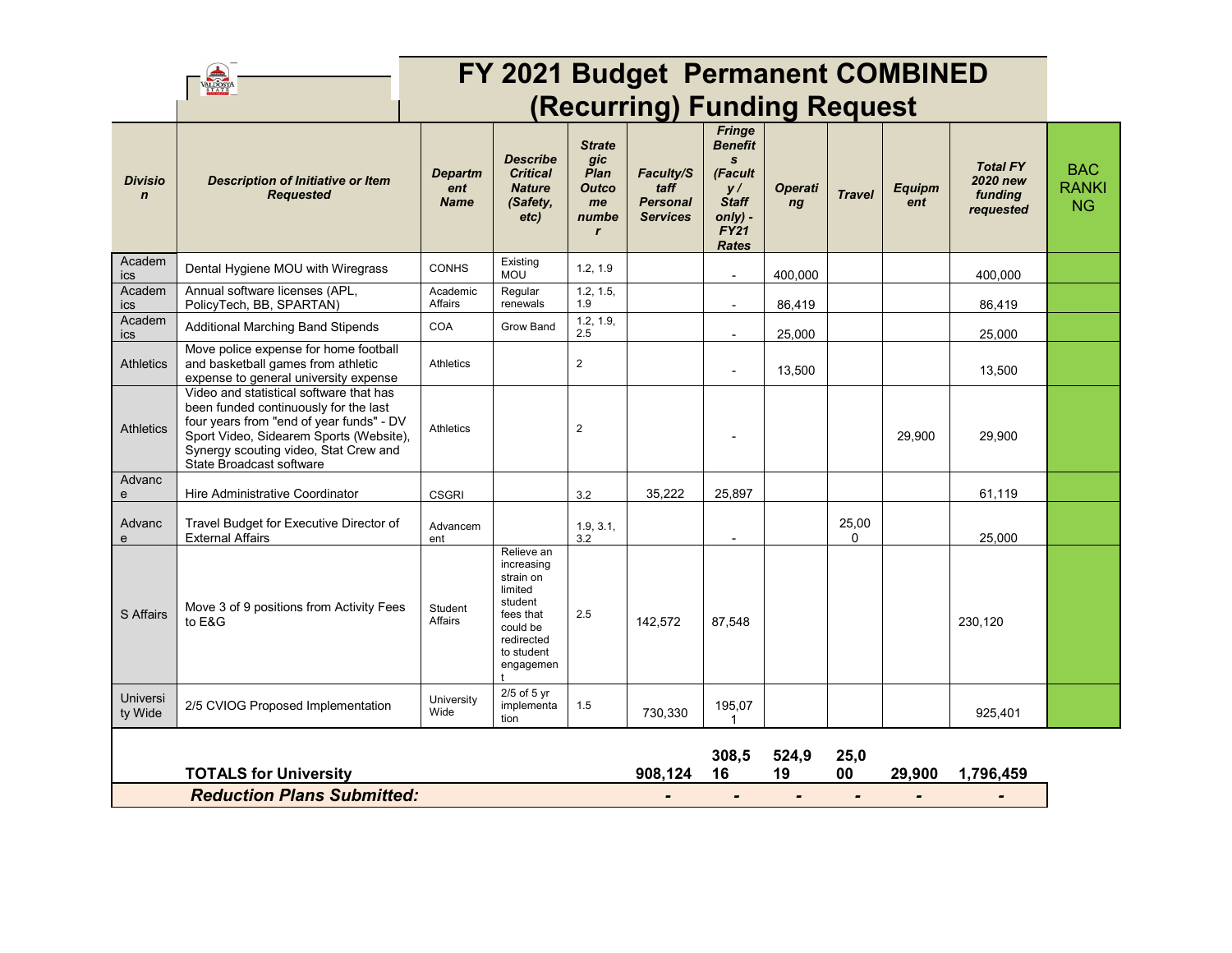# FY 2021 Budget Permanent COMBINED (Recurring) Funding Request

| Division | Description of Initiative or Item Requested | Department Name | Describe Critical Nature (Safety, etc) | Strategic Plan Outcome number | Faculty/Staff Personal Services | Fringe Benefits (Faculty / Staff only) - FY21 Rates | Operating | Travel | Equipment | Total FY 2020 new funding requested | BAC RANKING |
|---|---|---|---|---|---|---|---|---|---|---|---|
| Academics | Dental Hygiene MOU with Wiregrass | CONHS | Existing MOU | 1.2, 1.9 | | - | 400,000 | | | 400,000 | |
| Academics | Annual software licenses (APL, PolicyTech, BB, SPARTAN) | Academic Affairs | Regular renewals | 1.2, 1.5, 1.9 | | - | 86,419 | | | 86,419 | |
| Academics | Additional Marching Band Stipends | COA | Grow Band | 1.2, 1.9, 2.5 | | - | 25,000 | | | 25,000 | |
| Athletics | Move police expense for home football and basketball games from athletic expense to general university expense | Athletics | | 2 | | - | 13,500 | | | 13,500 | |
| Athletics | Video and statistical software that has been funded continuously for the last four years from "end of year funds" - DV Sport Video, Sidearem Sports (Website), Synergy scouting video, Stat Crew and State Broadcast software | Athletics | | 2 | | - | | | 29,900 | 29,900 | |
| Advance | Hire Administrative Coordinator | CSGRI | | 3.2 | 35,222 | 25,897 | | | | 61,119 | |
| Advance | Travel Budget for Executive Director of External Affairs | Advancement | | 1.9, 3.1, 3.2 | | - | | 25,000 | | 25,000 | |
| S Affairs | Move 3 of 9 positions from Activity Fees to E&G | Student Affairs | Relieve an increasing strain on limited student fees that could be redirected to student engagement | 2.5 | 142,572 | 87,548 | | | | 230,120 | |
| University Wide | 2/5 CVIOG Proposed Implementation | University Wide | 2/5 of 5 yr implementation | 1.5 | 730,330 | 195,071 | | | | 925,401 | |
| | **TOTALS for University** | | | | **908,124** | **308,516** | **524,919** | **25,000** | **29,900** | **1,796,459** | |
| | ***Reduction Plans Submitted:*** | | | | **-** | **-** | **-** | **-** | **-** | **-** | |